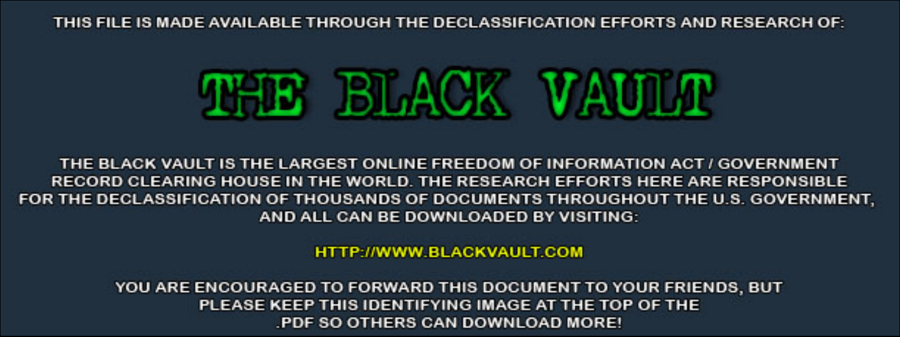THIS FILE IS MADE AVAILABLE THROUGH THE DECLASSIFICATION EFFORTS AND RESEARCH OF:

# THE BLACK VAULT

THE BLACK VAULT IS THE LARGEST ONLINE FREEDOM OF INFORMATION ACT / GOVERNMENT RECORD CLEARING HOUSE IN THE WORLD. THE RESEARCH EFFORTS HERE ARE RESPONSIBLE FOR THE DECLASSIFICATION OF THOUSANDS OF DOCUMENTS THROUGHOUT THE U.S. GOVERNMENT, AND ALL CAN BE DOWNLOADED BY VISITING:

HTTP://WWW.BLACKVAULT.COM

YOU ARE ENCOURAGED TO FORWARD THIS DOCUMENT TO YOUR FRIENDS, BUT PLEASE KEEP THIS IDENTIFYING IMAGE AT THE TOP OF THE .PDF SO OTHERS CAN DOWNLOAD MORE!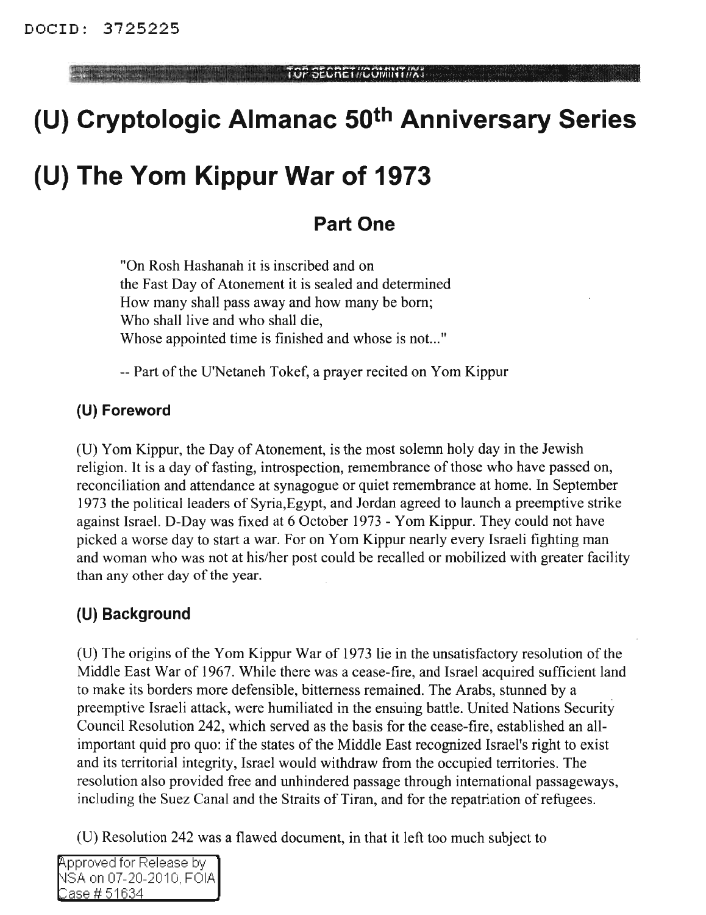DOCID: 3725225

TOP SECRET//COMINT//X1

# (U) Cryptologic Almanac 50th Anniversary Series

# (U) The Yom Kippur War of 1973

## Part One

> "On Rosh Hashanah it is inscribed and on
> the Fast Day of Atonement it is sealed and determined
> How many shall pass away and how many be born;
> Who shall live and who shall die,
> Whose appointed time is finished and whose is not..."
>
> -- Part of the U'Netaneh Tokef, a prayer recited on Yom Kippur

### (U) Foreword

(U) Yom Kippur, the Day of Atonement, is the most solemn holy day in the Jewish religion. It is a day of fasting, introspection, remembrance of those who have passed on, reconciliation and attendance at synagogue or quiet remembrance at home. In September 1973 the political leaders of Syria,Egypt, and Jordan agreed to launch a preemptive strike against Israel. D-Day was fixed at 6 October 1973 - Yom Kippur. They could not have picked a worse day to start a war. For on Yom Kippur nearly every Israeli fighting man and woman who was not at his/her post could be recalled or mobilized with greater facility than any other day of the year.

### (U) Background

(U) The origins of the Yom Kippur War of 1973 lie in the unsatisfactory resolution of the Middle East War of 1967. While there was a cease-fire, and Israel acquired sufficient land to make its borders more defensible, bitterness remained. The Arabs, stunned by a preemptive Israeli attack, were humiliated in the ensuing battle. United Nations Security Council Resolution 242, which served as the basis for the cease-fire, established an all-important quid pro quo: if the states of the Middle East recognized Israel's right to exist and its territorial integrity, Israel would withdraw from the occupied territories. The resolution also provided free and unhindered passage through international passageways, including the Suez Canal and the Straits of Tiran, and for the repatriation of refugees.

(U) Resolution 242 was a flawed document, in that it left too much subject to

Approved for Release by NSA on 07-20-2010, FOIA Case # 51634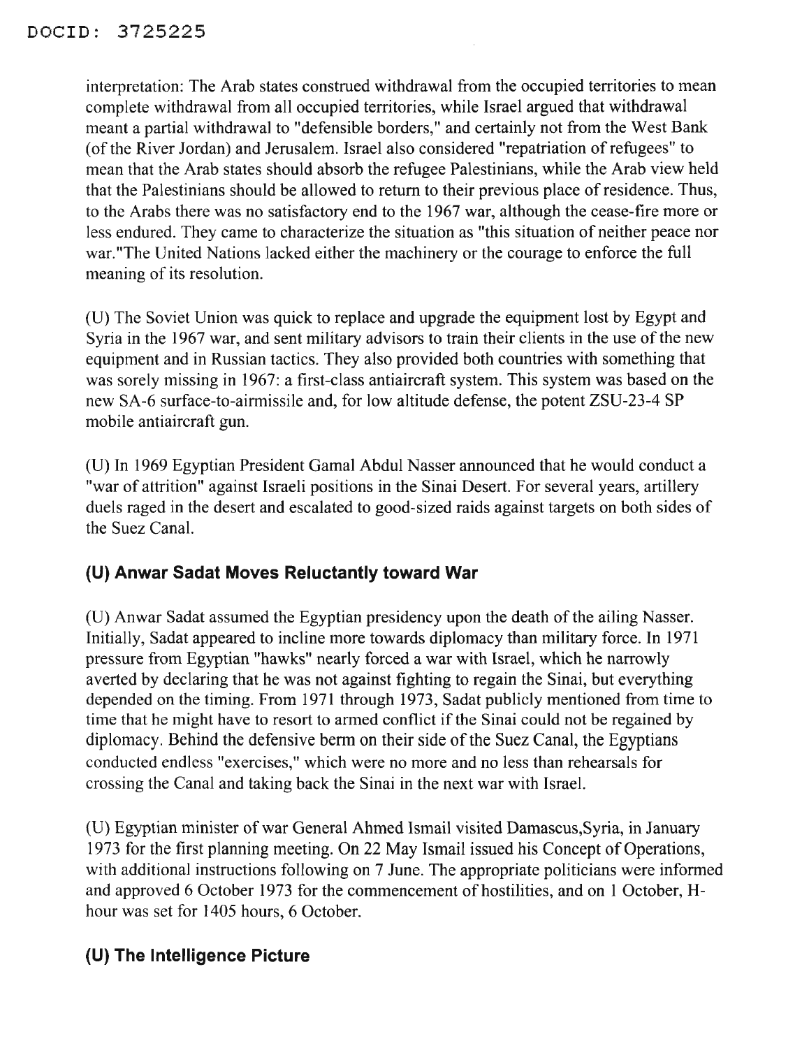interpretation: The Arab states construed withdrawal from the occupied territories to mean complete withdrawal from all occupied territories, while Israel argued that withdrawal meant a partial withdrawal to "defensible borders," and certainly not from the West Bank (of the River Jordan) and Jerusalem. Israel also considered "repatriation of refugees" to mean that the Arab states should absorb the refugee Palestinians, while the Arab view held that the Palestinians should be allowed to return to their previous place of residence. Thus, to the Arabs there was no satisfactory end to the 1967 war, although the cease-fire more or less endured. They came to characterize the situation as "this situation of neither peace nor war."The United Nations lacked either the machinery or the courage to enforce the full meaning of its resolution.

(U) The Soviet Union was quick to replace and upgrade the equipment lost by Egypt and Syria in the 1967 war, and sent military advisors to train their clients in the use of the new equipment and in Russian tactics. They also provided both countries with something that was sorely missing in 1967: a first-class antiaircraft system. This system was based on the new SA-6 surface-to-airmissile and, for low altitude defense, the potent ZSU-23-4 SP mobile antiaircraft gun.

(U) In 1969 Egyptian President Gamal Abdul Nasser announced that he would conduct a "war of attrition" against Israeli positions in the Sinai Desert. For several years, artillery duels raged in the desert and escalated to good-sized raids against targets on both sides of the Suez Canal.

## (U) Anwar Sadat Moves Reluctantly toward War

(U) Anwar Sadat assumed the Egyptian presidency upon the death of the ailing Nasser. Initially, Sadat appeared to incline more towards diplomacy than military force. In 1971 pressure from Egyptian "hawks" nearly forced a war with Israel, which he narrowly averted by declaring that he was not against fighting to regain the Sinai, but everything depended on the timing. From 1971 through 1973, Sadat publicly mentioned from time to time that he might have to resort to armed conflict if the Sinai could not be regained by diplomacy. Behind the defensive berm on their side of the Suez Canal, the Egyptians conducted endless "exercises," which were no more and no less than rehearsals for crossing the Canal and taking back the Sinai in the next war with Israel.

(U) Egyptian minister of war General Ahmed Ismail visited Damascus,Syria, in January 1973 for the first planning meeting. On 22 May Ismail issued his Concept of Operations, with additional instructions following on 7 June. The appropriate politicians were informed and approved 6 October 1973 for the commencement of hostilities, and on 1 October, H-hour was set for 1405 hours, 6 October.

## (U) The Intelligence Picture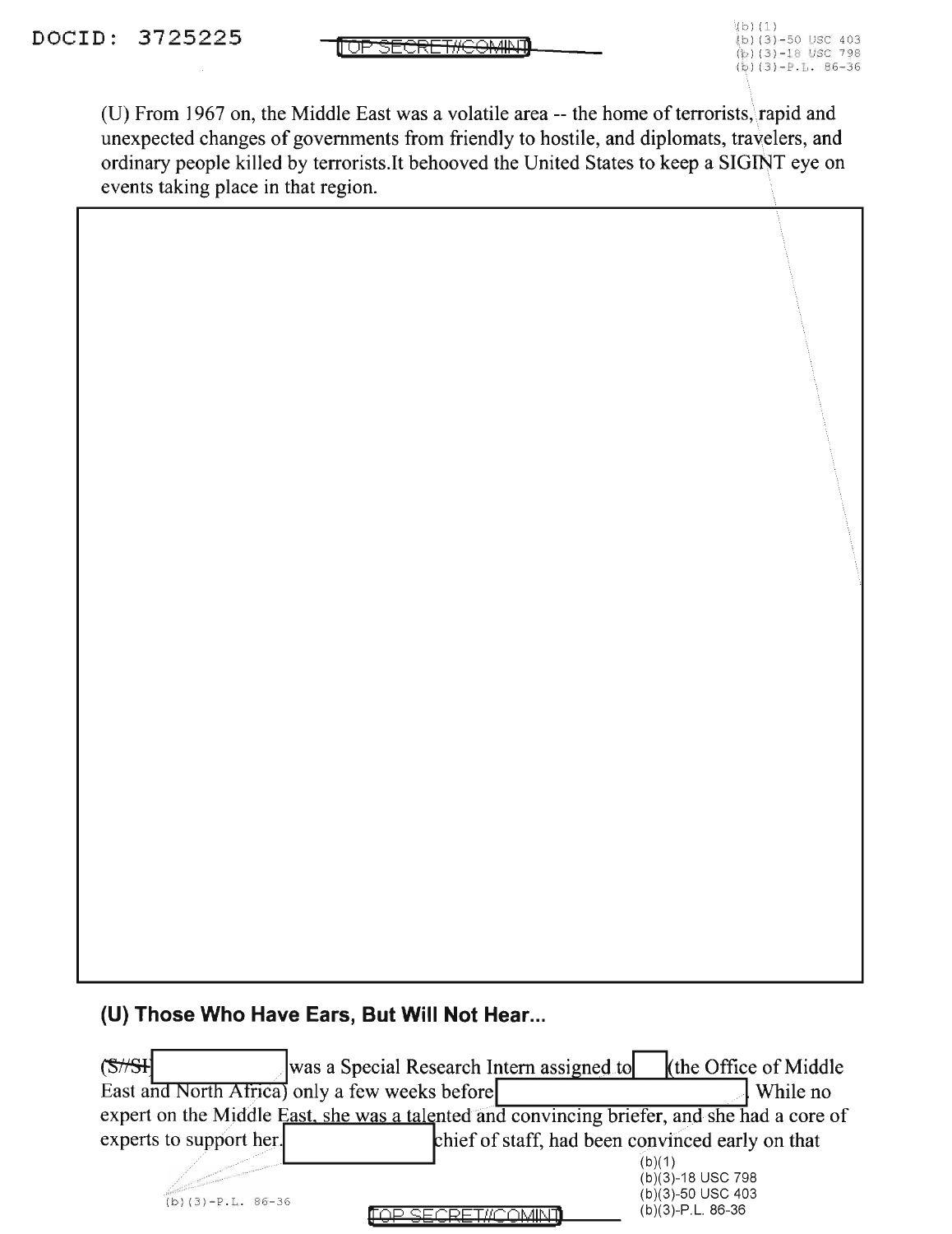(U) From 1967 on, the Middle East was a volatile area -- the home of terrorists, rapid and unexpected changes of governments from friendly to hostile, and diplomats, travelers, and ordinary people killed by terrorists.It behooved the United States to keep a SIGINT eye on events taking place in that region.

### (U) Those Who Have Ears, But Will Not Hear...

~~(S//SI~~ [redacted] was a Special Research Intern assigned to [redacted] (the Office of Middle East and North Africa) only a few weeks before [redacted]. While no expert on the Middle East, she was a talented and convincing briefer, and she had a core of experts to support her. [redacted] chief of staff, had been convinced early on that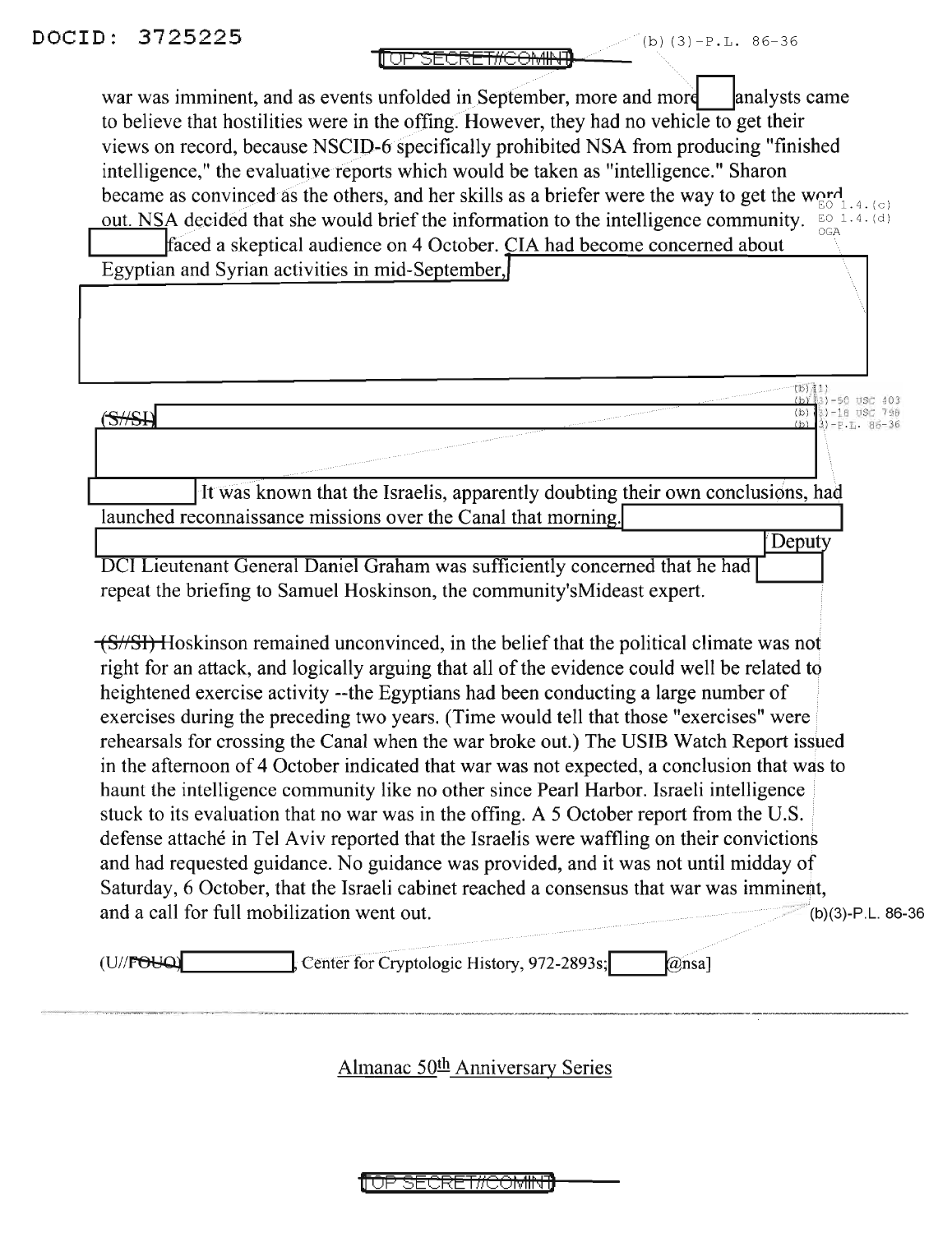war was imminent, and as events unfolded in September, more and more [redacted] analysts came to believe that hostilities were in the offing. However, they had no vehicle to get their views on record, because NSCID-6 specifically prohibited NSA from producing "finished intelligence," the evaluative reports which would be taken as "intelligence." Sharon became as convinced as the others, and her skills as a briefer were the way to get the word out. NSA decided that she would brief the information to the intelligence community. [redacted] faced a skeptical audience on 4 October. CIA had become concerned about Egyptian and Syrian activities in mid-September, [redacted]

(S//SI) [redacted] It was known that the Israelis, apparently doubting their own conclusions, had launched reconnaissance missions over the Canal that morning. [redacted] Deputy DCI Lieutenant General Daniel Graham was sufficiently concerned that he had [redacted] repeat the briefing to Samuel Hoskinson, the community'sMideast expert.

(S//SI) Hoskinson remained unconvinced, in the belief that the political climate was not right for an attack, and logically arguing that all of the evidence could well be related to heightened exercise activity --the Egyptians had been conducting a large number of exercises during the preceding two years. (Time would tell that those "exercises" were rehearsals for crossing the Canal when the war broke out.) The USIB Watch Report issued in the afternoon of 4 October indicated that war was not expected, a conclusion that was to haunt the intelligence community like no other since Pearl Harbor. Israeli intelligence stuck to its evaluation that no war was in the offing. A 5 October report from the U.S. defense attaché in Tel Aviv reported that the Israelis were waffling on their convictions and had requested guidance. No guidance was provided, and it was not until midday of Saturday, 6 October, that the Israeli cabinet reached a consensus that war was imminent, and a call for full mobilization went out.

(U//FOUO) [redacted], Center for Cryptologic History, 972-2893s; [redacted]@nsa]

Almanac 50th Anniversary Series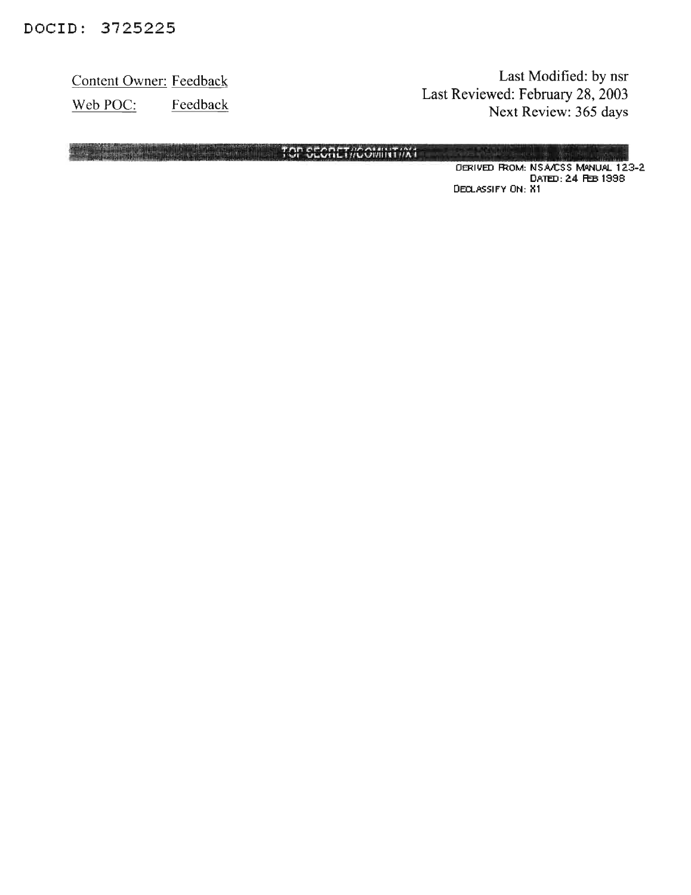DOCID: 3725225

Content Owner: Feedback
Web POC: Feedback

Last Modified: by nsr
Last Reviewed: February 28, 2003
Next Review: 365 days

TOP SECRET//COMINT//X1

DERIVED FROM: NSA/CSS MANUAL 123-2
DATED: 24 FEB 1998
DECLASSIFY ON: X1